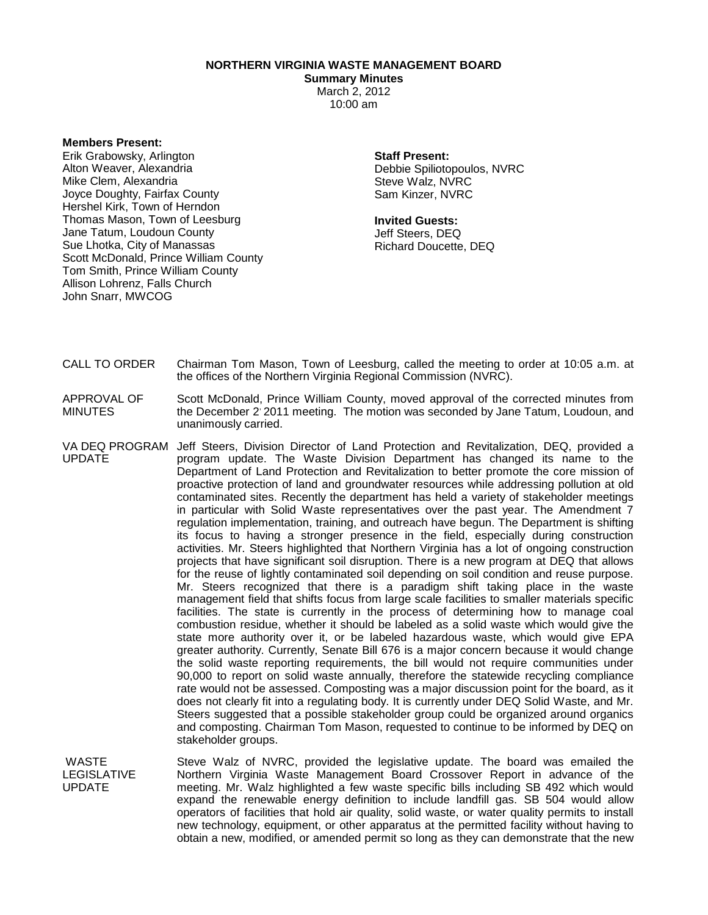**NORTHERN VIRGINIA WASTE MANAGEMENT BOARD**
**Summary Minutes**
March 2, 2012
10:00 am

**Members Present:**
Erik Grabowsky, Arlington
Alton Weaver, Alexandria
Mike Clem, Alexandria
Joyce Doughty, Fairfax County
Hershel Kirk, Town of Herndon
Thomas Mason, Town of Leesburg
Jane Tatum, Loudoun County
Sue Lhotka, City of Manassas
Scott McDonald, Prince William County
Tom Smith, Prince William County
Allison Lohrenz, Falls Church
John Snarr, MWCOG

**Staff Present:**
Debbie Spiliotopoulos, NVRC
Steve Walz, NVRC
Sam Kinzer, NVRC

**Invited Guests:**
Jeff Steers, DEQ
Richard Doucette, DEQ

CALL TO ORDER
Chairman Tom Mason, Town of Leesburg, called the meeting to order at 10:05 a.m. at the offices of the Northern Virginia Regional Commission (NVRC).

APPROVAL OF MINUTES
Scott McDonald, Prince William County, moved approval of the corrected minutes from the December 2' 2011 meeting. The motion was seconded by Jane Tatum, Loudoun, and unanimously carried.

VA DEQ PROGRAM UPDATE
Jeff Steers, Division Director of Land Protection and Revitalization, DEQ, provided a program update. The Waste Division Department has changed its name to the Department of Land Protection and Revitalization to better promote the core mission of proactive protection of land and groundwater resources while addressing pollution at old contaminated sites. Recently the department has held a variety of stakeholder meetings in particular with Solid Waste representatives over the past year. The Amendment 7 regulation implementation, training, and outreach have begun. The Department is shifting its focus to having a stronger presence in the field, especially during construction activities. Mr. Steers highlighted that Northern Virginia has a lot of ongoing construction projects that have significant soil disruption. There is a new program at DEQ that allows for the reuse of lightly contaminated soil depending on soil condition and reuse purpose. Mr. Steers recognized that there is a paradigm shift taking place in the waste management field that shifts focus from large scale facilities to smaller materials specific facilities. The state is currently in the process of determining how to manage coal combustion residue, whether it should be labeled as a solid waste which would give the state more authority over it, or be labeled hazardous waste, which would give EPA greater authority. Currently, Senate Bill 676 is a major concern because it would change the solid waste reporting requirements, the bill would not require communities under 90,000 to report on solid waste annually, therefore the statewide recycling compliance rate would not be assessed. Composting was a major discussion point for the board, as it does not clearly fit into a regulating body. It is currently under DEQ Solid Waste, and Mr. Steers suggested that a possible stakeholder group could be organized around organics and composting. Chairman Tom Mason, requested to continue to be informed by DEQ on stakeholder groups.

WASTE LEGISLATIVE UPDATE
Steve Walz of NVRC, provided the legislative update. The board was emailed the Northern Virginia Waste Management Board Crossover Report in advance of the meeting. Mr. Walz highlighted a few waste specific bills including SB 492 which would expand the renewable energy definition to include landfill gas. SB 504 would allow operators of facilities that hold air quality, solid waste, or water quality permits to install new technology, equipment, or other apparatus at the permitted facility without having to obtain a new, modified, or amended permit so long as they can demonstrate that the new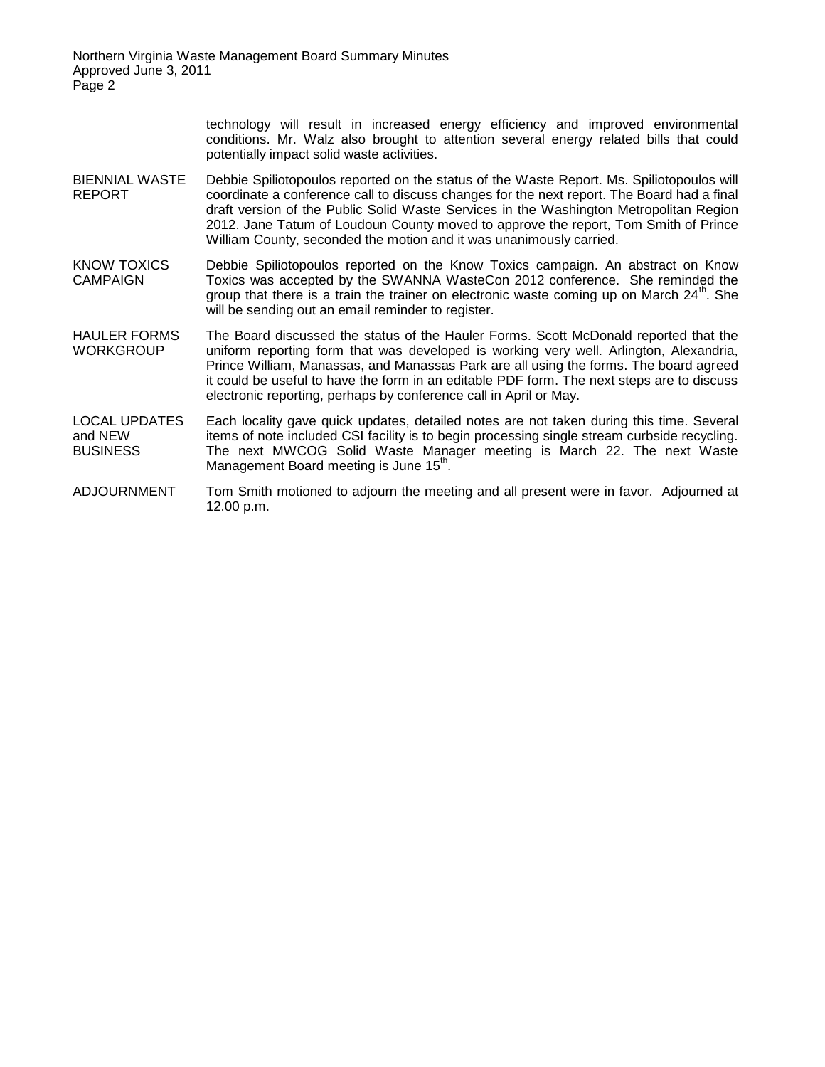technology will result in increased energy efficiency and improved environmental conditions. Mr. Walz also brought to attention several energy related bills that could potentially impact solid waste activities.

**BIENNIAL WASTE REPORT**

Debbie Spiliotopoulos reported on the status of the Waste Report. Ms. Spiliotopoulos will coordinate a conference call to discuss changes for the next report. The Board had a final draft version of the Public Solid Waste Services in the Washington Metropolitan Region 2012. Jane Tatum of Loudoun County moved to approve the report, Tom Smith of Prince William County, seconded the motion and it was unanimously carried.

**KNOW TOXICS CAMPAIGN**

Debbie Spiliotopoulos reported on the Know Toxics campaign. An abstract on Know Toxics was accepted by the SWANNA WasteCon 2012 conference. She reminded the group that there is a train the trainer on electronic waste coming up on March 24th. She will be sending out an email reminder to register.

**HAULER FORMS WORKGROUP**

The Board discussed the status of the Hauler Forms. Scott McDonald reported that the uniform reporting form that was developed is working very well. Arlington, Alexandria, Prince William, Manassas, and Manassas Park are all using the forms. The board agreed it could be useful to have the form in an editable PDF form. The next steps are to discuss electronic reporting, perhaps by conference call in April or May.

**LOCAL UPDATES and NEW BUSINESS**

Each locality gave quick updates, detailed notes are not taken during this time. Several items of note included CSI facility is to begin processing single stream curbside recycling. The next MWCOG Solid Waste Manager meeting is March 22. The next Waste Management Board meeting is June 15th.

**ADJOURNMENT**

Tom Smith motioned to adjourn the meeting and all present were in favor. Adjourned at 12.00 p.m.